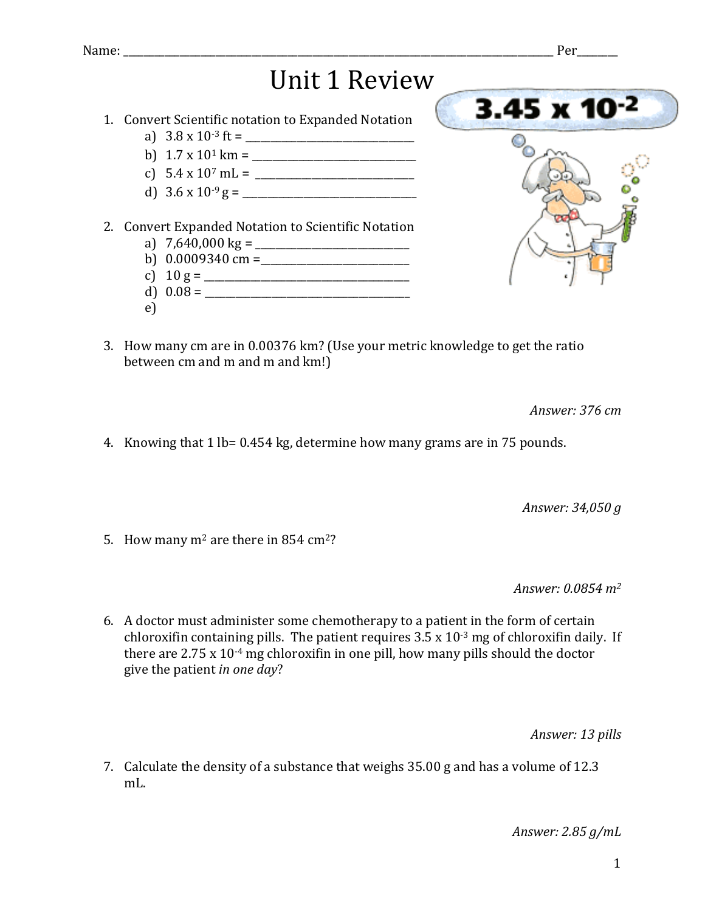Name: ______________________________________________________________________________ Per_______

# Unit 1 Review

1. Convert Scientific notation to Expanded Notation
   a) $3.8 \times 10^{-3}$ ft = ______________________________
   b) $1.7 \times 10^{1}$ km = ______________________________
   c) $5.4 \times 10^{7}$ mL = ______________________________
   d) $3.6 \times 10^{-9}$ g = ______________________________

2. Convert Expanded Notation to Scientific Notation
   a) 7,640,000 kg = ___________________________
   b) 0.0009340 cm =___________________________
   c) 10 g = ______________________________________
   d) 0.08 = ______________________________________
   e)

3. How many cm are in 0.00376 km? (Use your metric knowledge to get the ratio between cm and m and m and km!)

   *Answer: 376 cm*

4. Knowing that 1 lb= 0.454 kg, determine how many grams are in 75 pounds.

   *Answer: 34,050 g*

5. How many $m^2$ are there in 854 $cm^2$?

   *Answer: 0.0854 $m^2$*

6. A doctor must administer some chemotherapy to a patient in the form of certain chloroxifin containing pills. The patient requires $3.5 \times 10^{-3}$ mg of chloroxifin daily. If there are $2.75 \times 10^{-4}$ mg chloroxifin in one pill, how many pills should the doctor give the patient *in one day*?

   *Answer: 13 pills*

7. Calculate the density of a substance that weighs 35.00 g and has a volume of 12.3 mL.

   *Answer: 2.85 g/mL*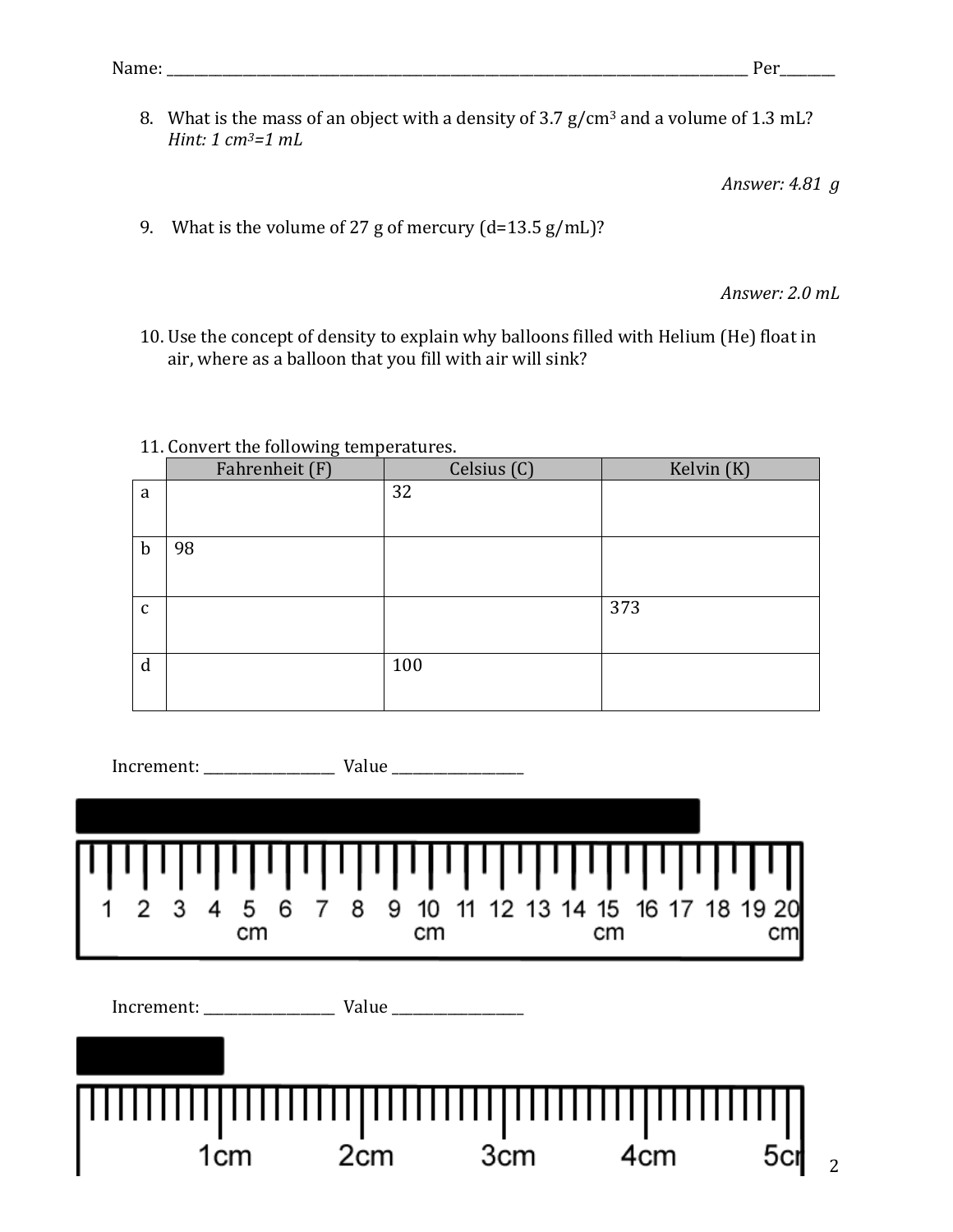Name: ______________________________________________ Per______

8. What is the mass of an object with a density of 3.7 $g/cm^3$ and a volume of 1.3 mL?
   *Hint: 1 $cm^3$=1 mL*

*Answer: 4.81 g*

9. What is the volume of 27 g of mercury (d=13.5 g/mL)?

*Answer: 2.0 mL*

10. Use the concept of density to explain why balloons filled with Helium (He) float in air, where as a balloon that you fill with air will sink?

11. Convert the following temperatures.

| | Fahrenheit (F) | Celsius (C) | Kelvin (K) |
| --- | --- | --- | --- |
| a | | 32 | |
| b | 98 | | |
| c | | | 373 |
| d | | 100 | |

Increment: __________ Value __________

1 2 3 4 5 6 7 8 9 10 11 12 13 14 15 16 17 18 19 20
cm cm cm cm

Increment: __________ Value __________

1cm 2cm 3cm 4cm 5cm